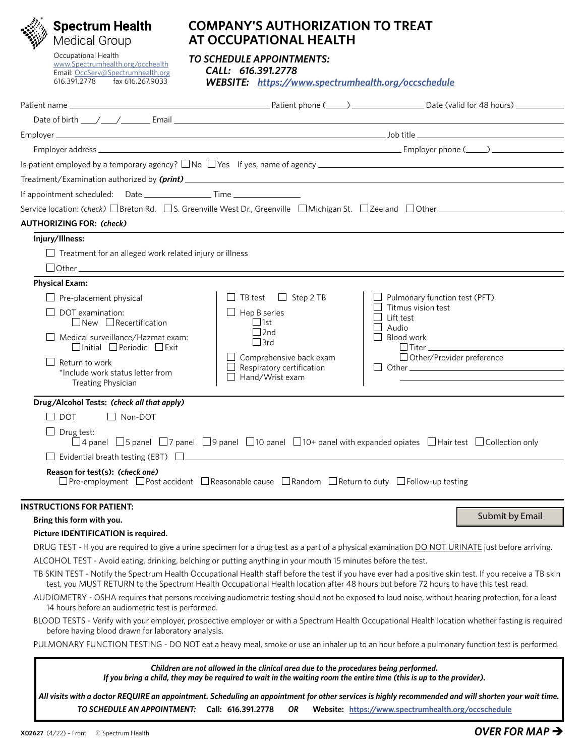**Spectrum Health Medical Group**

Occupational Health
www.Spectrumhealth.org/occhealth
Email: OccServ@Spectrumhealth.org
616.391.2778 fax 616.267.9033

# COMPANY'S AUTHORIZATION TO TREAT AT OCCUPATIONAL HEALTH

***TO SCHEDULE APPOINTMENTS:***
***CALL: 616.391.2778***
***WEBSITE: https://www.spectrumhealth.org/occschedule***

Patient name ______________________ Patient phone (____) ______________ Date (valid for 48 hours) __________

Date of birth ___/___/_____ Email ______________________

Employer ______________________ Job title ______________________

Employer address ______________________ Employer phone (____) ______________

Is patient employed by a temporary agency? ☐ No ☐ Yes If yes, name of agency ______________________

Treatment/Examination authorized by ***(print)*** ______________________

If appointment scheduled: Date ______________ Time ______________

Service location: *(check)* ☐ Breton Rd. ☐ S. Greenville West Dr., Greenville ☐ Michigan St. ☐ Zeeland ☐ Other ______________

**AUTHORIZING FOR: *(check)***

**Injury/Illness:**

☐ Treatment for an alleged work related injury or illness

☐ Other ______________________

**Physical Exam:**

☐ Pre-placement physical

☐ DOT examination:
 ☐ New ☐ Recertification

☐ Medical surveillance/Hazmat exam:
 ☐ Initial ☐ Periodic ☐ Exit

☐ Return to work
 *Include work status letter from Treating Physician

☐ TB test ☐ Step 2 TB

☐ Hep B series
 ☐ 1st
 ☐ 2nd
 ☐ 3rd

☐ Comprehensive back exam
☐ Respiratory certification
☐ Hand/Wrist exam

☐ Pulmonary function test (PFT)
☐ Titmus vision test
☐ Lift test
☐ Audio
☐ Blood work
 ☐ Titer ______________
 ☐ Other/Provider preference
☐ Other ______________

**Drug/Alcohol Tests: *(check all that apply)***

☐ DOT ☐ Non-DOT

☐ Drug test:
 ☐ 4 panel ☐ 5 panel ☐ 7 panel ☐ 9 panel ☐ 10 panel ☐ 10+ panel with expanded opiates ☐ Hair test ☐ Collection only

☐ Evidential breath testing (EBT) ☐ ______________________

**Reason for test(s): *(check one)***
☐ Pre-employment ☐ Post accident ☐ Reasonable cause ☐ Random ☐ Return to duty ☐ Follow-up testing

**INSTRUCTIONS FOR PATIENT:**

Submit by Email

**Bring this form with you.**

**Picture IDENTIFICATION is required.**

DRUG TEST - If you are required to give a urine specimen for a drug test as a part of a physical examination DO NOT URINATE just before arriving.

ALCOHOL TEST - Avoid eating, drinking, belching or putting anything in your mouth 15 minutes before the test.

TB SKIN TEST - Notify the Spectrum Health Occupational Health staff before the test if you have ever had a positive skin test. If you receive a TB skin test, you MUST RETURN to the Spectrum Health Occupational Health location after 48 hours but before 72 hours to have this test read.

AUDIOMETRY - OSHA requires that persons receiving audiometric testing should not be exposed to loud noise, without hearing protection, for a least 14 hours before an audiometric test is performed.

BLOOD TESTS - Verify with your employer, prospective employer or with a Spectrum Health Occupational Health location whether fasting is required before having blood drawn for laboratory analysis.

PULMONARY FUNCTION TESTING - DO NOT eat a heavy meal, smoke or use an inhaler up to an hour before a pulmonary function test is performed.

***Children are not allowed in the clinical area due to the procedures being performed.***
***If you bring a child, they may be required to wait in the waiting room the entire time (this is up to the provider).***

***All visits with a doctor REQUIRE an appointment. Scheduling an appointment for other services is highly recommended and will shorten your wait time.***

***TO SCHEDULE AN APPOINTMENT:*** **Call: 616.391.2778** ***OR*** **Website: https://www.spectrumhealth.org/occschedule**

**X02627** (4/22) – Front © Spectrum Health

***OVER FOR MAP →***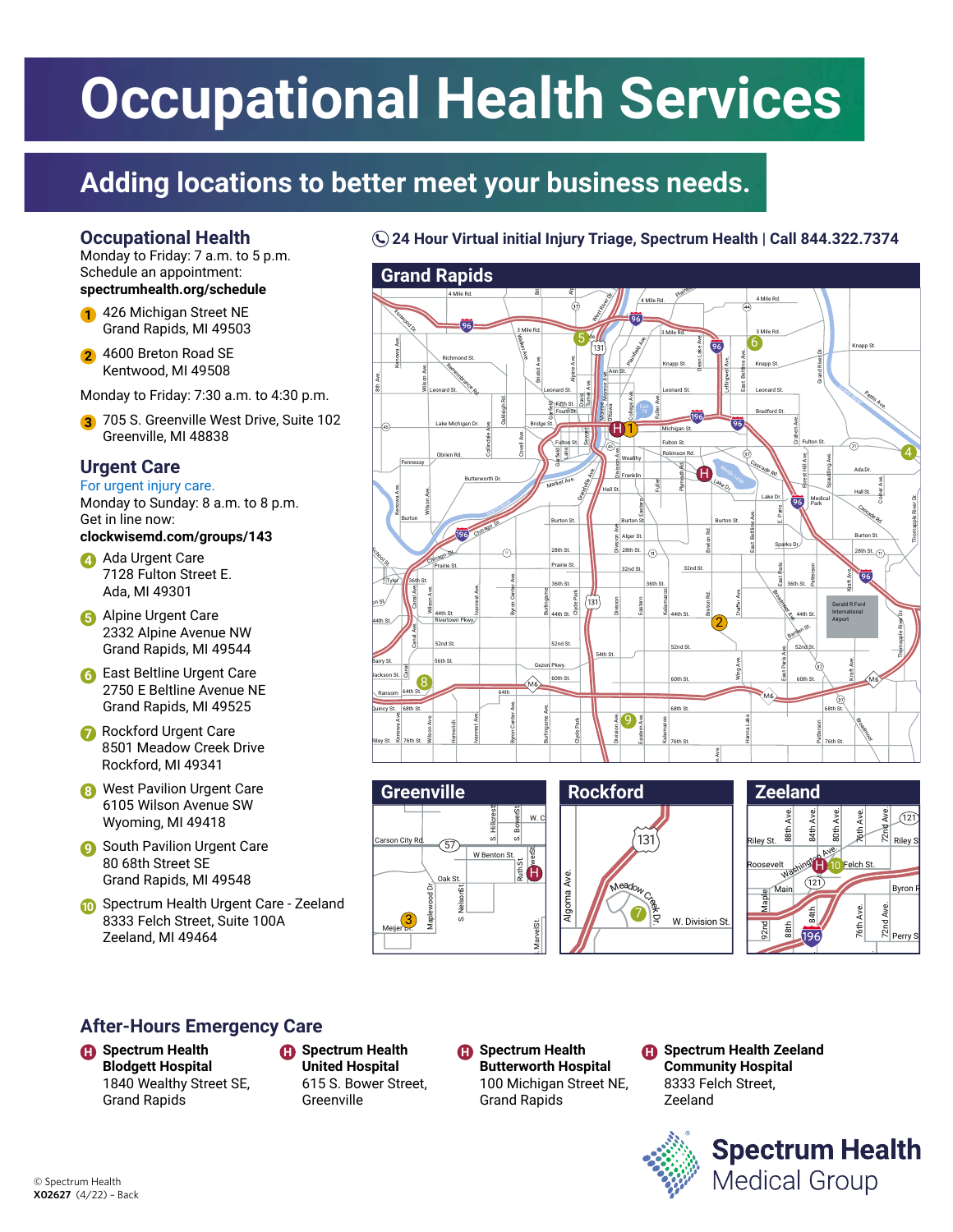# Occupational Health Services

## Adding locations to better meet your business needs.

### Occupational Health

Monday to Friday: 7 a.m. to 5 p.m.
Schedule an appointment:
**spectrumhealth.org/schedule**

1. 426 Michigan Street NE
   Grand Rapids, MI 49503
2. 4600 Breton Road SE
   Kentwood, MI 49508

Monday to Friday: 7:30 a.m. to 4:30 p.m.

3. 705 S. Greenville West Drive, Suite 102
   Greenville, MI 48838

### Urgent Care

For urgent injury care.
Monday to Sunday: 8 a.m. to 8 p.m.
Get in line now:
**clockwisemd.com/groups/143**

4. Ada Urgent Care
   7128 Fulton Street E.
   Ada, MI 49301
5. Alpine Urgent Care
   2332 Alpine Avenue NW
   Grand Rapids, MI 49544
6. East Beltline Urgent Care
   2750 E Beltline Avenue NE
   Grand Rapids, MI 49525
7. Rockford Urgent Care
   8501 Meadow Creek Drive
   Rockford, MI 49341
8. West Pavilion Urgent Care
   6105 Wilson Avenue SW
   Wyoming, MI 49418
9. South Pavilion Urgent Care
   80 68th Street SE
   Grand Rapids, MI 49548
10. Spectrum Health Urgent Care - Zeeland
    8333 Felch Street, Suite 100A
    Zeeland, MI 49464

**24 Hour Virtual initial Injury Triage, Spectrum Health | Call 844.322.7374**

Grand Rapids

Greenville

Rockford

Zeeland

### After-Hours Emergency Care

- **Spectrum Health Blodgett Hospital**
  1840 Wealthy Street SE,
  Grand Rapids
- **Spectrum Health United Hospital**
  615 S. Bower Street,
  Greenville
- **Spectrum Health Butterworth Hospital**
  100 Michigan Street NE,
  Grand Rapids
- **Spectrum Health Zeeland Community Hospital**
  8333 Felch Street,
  Zeeland

Spectrum Health Medical Group

© Spectrum Health
**X02627** (4/22) - Back